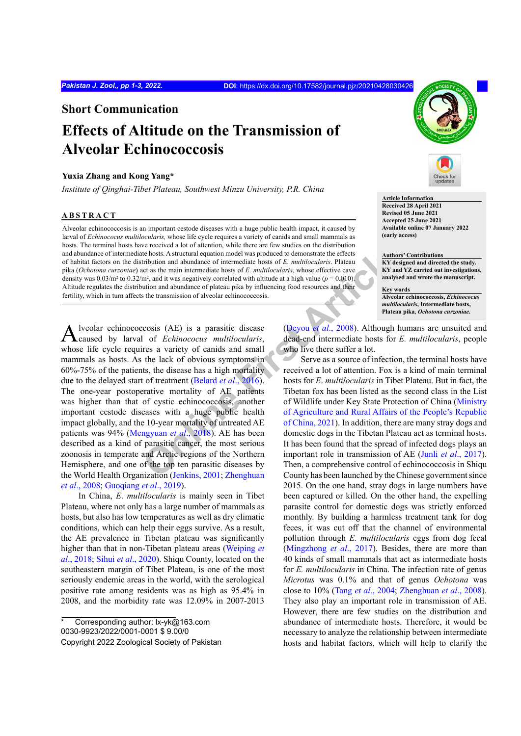Short Communication

# Effects of Altitude on the Transmission of Alveolar Echinococcosis

**Yuxia Zhang and Kong Yang***

*Institute of Qinghai-Tibet Plateau, Southwest Minzu University, P.R. China*

**Article Information**
Received 28 April 2021
Revised 05 June 2021
Accepted 25 June 2021
Available online 07 January 2022 (early access)

**Authors' Contributions**
KY designed and directed the study. KY and YZ carried out investigations, analysed and wrote the manuscript.

**Key words**
Alveolar echinococcosis, *Echinococcus multilocularis*, Intermediate hosts, Plateau pika, *Ochotona curzoniae.*

## ABSTRACT

Alveolar echinococcosis is an important cestode diseases with a huge public health impact, it caused by larval of *Echinococus multilocularis,* whose life cycle requires a variety of canids and small mammals as hosts. The terminal hosts have received a lot of attention, while there are few studies on the distribution and abundance of intermediate hosts. A structural equation model was produced to demonstrate the effects of habitat factors on the distribution and abundance of intermediate hosts of *E. multilocularis*. Plateau pika (*Ochotona curzoniae*) act as the main intermediate hosts of *E. multilocularis*, whose effective cave density was 0.03/m$^2$ to 0.32/m$^2$, and it was negatively correlated with altitude at a high value ($p = 0.010$). Altitude regulates the distribution and abundance of plateau pika by influencing food resources and their fertility, which in turn affects the transmission of alveolar echinococcosis.

Alveolar echinococcosis (AE) is a parasitic disease caused by larval of *Echinococus multilocularis*, whose life cycle requires a variety of canids and small mammals as hosts. As the lack of obvious symptoms in 60%-75% of the patients, the disease has a high mortality due to the delayed start of treatment (Belard *et al*., 2016). The one-year postoperative mortality of AE patients was higher than that of cystic echinococcosis, another important cestode diseases with a huge public health impact globally, and the 10-year mortality of untreated AE patients was 94% (Mengyuan *et al*., 2018). AE has been described as a kind of parasitic cancer, the most serious zoonosis in temperate and Arctic regions of the Northern Hemisphere, and one of the top ten parasitic diseases by the World Health Organization (Jenkins, 2001; Zhenghuan *et al*., 2008; Guoqiang *et al*., 2019).

In China, *E. multilocularis* is mainly seen in Tibet Plateau, where not only has a large number of mammals as hosts, but also has low temperatures as well as dry climatic conditions, which can help their eggs survive. As a result, the AE prevalence in Tibetan plateau was significantly higher than that in non-Tibetan plateau areas (Weiping *et al*., 2018; Sihui *et al*., 2020). Shiqu County, located on the southeastern margin of Tibet Plateau, is one of the most seriously endemic areas in the world, with the serological positive rate among residents was as high as 95.4% in 2008, and the morbidity rate was 12.09% in 2007-2013 (Deyou *et al*., 2008). Although humans are unsuited and dead-end intermediate hosts for *E. multilocularis*, people who live there suffer a lot.

Serve as a source of infection, the terminal hosts have received a lot of attention. Fox is a kind of main terminal hosts for *E. multilocularis* in Tibet Plateau. But in fact, the Tibetan fox has been listed as the second class in the List of Wildlife under Key State Protection of China (Ministry of Agriculture and Rural Affairs of the People's Republic of China, 2021). In addition, there are many stray dogs and domestic dogs in the Tibetan Plateau act as terminal hosts. It has been found that the spread of infected dogs plays an important role in transmission of AE (Junli *et al*., 2017). Then, a comprehensive control of echinococcosis in Shiqu County has been launched by the Chinese government since 2015. On the one hand, stray dogs in large numbers have been captured or killed. On the other hand, the expelling parasite control for domestic dogs was strictly enforced monthly. By building a harmless treatment tank for dog feces, it was cut off that the channel of environmental pollution through *E. multilocularis* eggs from dog fecal (Mingzhong *et al*., 2017). Besides, there are more than 40 kinds of small mammals that act as intermediate hosts for *E. multilocularis* in China. The infection rate of genus *Microtus* was 0.1% and that of genus *Ochotona* was close to 10% (Tang *et al*., 2004; Zhenghuan *et al*., 2008). They also play an important role in transmission of AE. However, there are few studies on the distribution and abundance of intermediate hosts. Therefore, it would be necessary to analyze the relationship between intermediate hosts and habitat factors, which will help to clarify the

\* Corresponding author: lx-yk@163.com
0030-9923/2022/0001-0001 $ 9.00/0
Copyright 2022 Zoological Society of Pakistan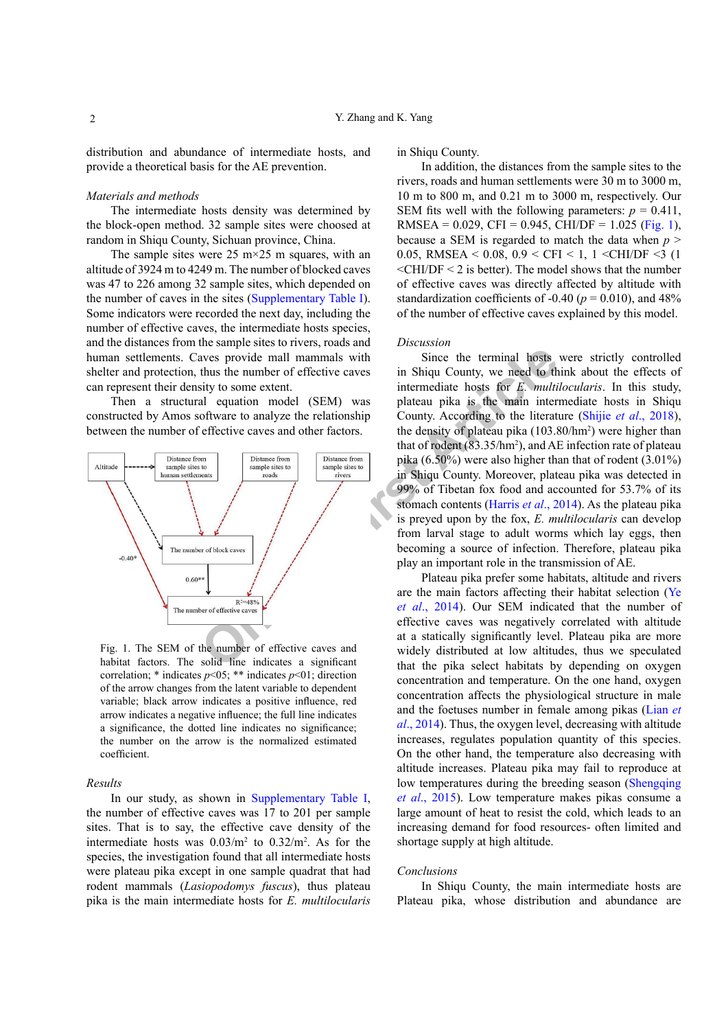distribution and abundance of intermediate hosts, and provide a theoretical basis for the AE prevention.

*Materials and methods*

The intermediate hosts density was determined by the block-open method. 32 sample sites were choosed at random in Shiqu County, Sichuan province, China.

The sample sites were 25 m×25 m squares, with an altitude of 3924 m to 4249 m. The number of blocked caves was 47 to 226 among 32 sample sites, which depended on the number of caves in the sites (Supplementary Table I). Some indicators were recorded the next day, including the number of effective caves, the intermediate hosts species, and the distances from the sample sites to rivers, roads and human settlements. Caves provide mall mammals with shelter and protection, thus the number of effective caves can represent their density to some extent.

Then a structural equation model (SEM) was constructed by Amos software to analyze the relationship between the number of effective caves and other factors.

Fig. 1. The SEM of the number of effective caves and habitat factors. The solid line indicates a significant correlation; * indicates $p<05$; ** indicates $p<01$; direction of the arrow changes from the latent variable to dependent variable; black arrow indicates a positive influence, red arrow indicates a negative influence; the full line indicates a significance, the dotted line indicates no significance; the number on the arrow is the normalized estimated coefficient.

*Results*

In our study, as shown in Supplementary Table I, the number of effective caves was 17 to 201 per sample sites. That is to say, the effective cave density of the intermediate hosts was 0.03/m$^2$ to 0.32/m$^2$. As for the species, the investigation found that all intermediate hosts were plateau pika except in one sample quadrat that had rodent mammals (*Lasiopodomys fuscus*), thus plateau pika is the main intermediate hosts for *E. multilocularis* in Shiqu County.

In addition, the distances from the sample sites to the rivers, roads and human settlements were 30 m to 3000 m, 10 m to 800 m, and 0.21 m to 3000 m, respectively. Our SEM fits well with the following parameters: $p$ = 0.411, RMSEA = 0.029, CFI = 0.945, CHI/DF = 1.025 (Fig. 1), because a SEM is regarded to match the data when $p$ > 0.05, RMSEA < 0.08, 0.9 < CFI < 1, 1 <CHI/DF <3 (1 <CHI/DF < 2 is better). The model shows that the number of effective caves was directly affected by altitude with standardization coefficients of -0.40 ($p$ = 0.010), and 48% of the number of effective caves explained by this model.

*Discussion*

Since the terminal hosts were strictly controlled in Shiqu County, we need to think about the effects of intermediate hosts for *E. multilocularis*. In this study, plateau pika is the main intermediate hosts in Shiqu County. According to the literature (Shijie *et al*., 2018), the density of plateau pika (103.80/hm$^2$) were higher than that of rodent (83.35/hm$^2$), and AE infection rate of plateau pika (6.50%) were also higher than that of rodent (3.01%) in Shiqu County. Moreover, plateau pika was detected in 99% of Tibetan fox food and accounted for 53.7% of its stomach contents (Harris *et al*., 2014). As the plateau pika is preyed upon by the fox, *E. multilocularis* can develop from larval stage to adult worms which lay eggs, then becoming a source of infection. Therefore, plateau pika play an important role in the transmission of AE.

Plateau pika prefer some habitats, altitude and rivers are the main factors affecting their habitat selection (Ye *et al*., 2014). Our SEM indicated that the number of effective caves was negatively correlated with altitude at a statically significantly level. Plateau pika are more widely distributed at low altitudes, thus we speculated that the pika select habitats by depending on oxygen concentration and temperature. On the one hand, oxygen concentration affects the physiological structure in male and the foetuses number in female among pikas (Lian *et al*., 2014). Thus, the oxygen level, decreasing with altitude increases, regulates population quantity of this species. On the other hand, the temperature also decreasing with altitude increases. Plateau pika may fail to reproduce at low temperatures during the breeding season (Shengqing *et al*., 2015). Low temperature makes pikas consume a large amount of heat to resist the cold, which leads to an increasing demand for food resources- often limited and shortage supply at high altitude.

*Conclusions*

In Shiqu County, the main intermediate hosts are Plateau pika, whose distribution and abundance are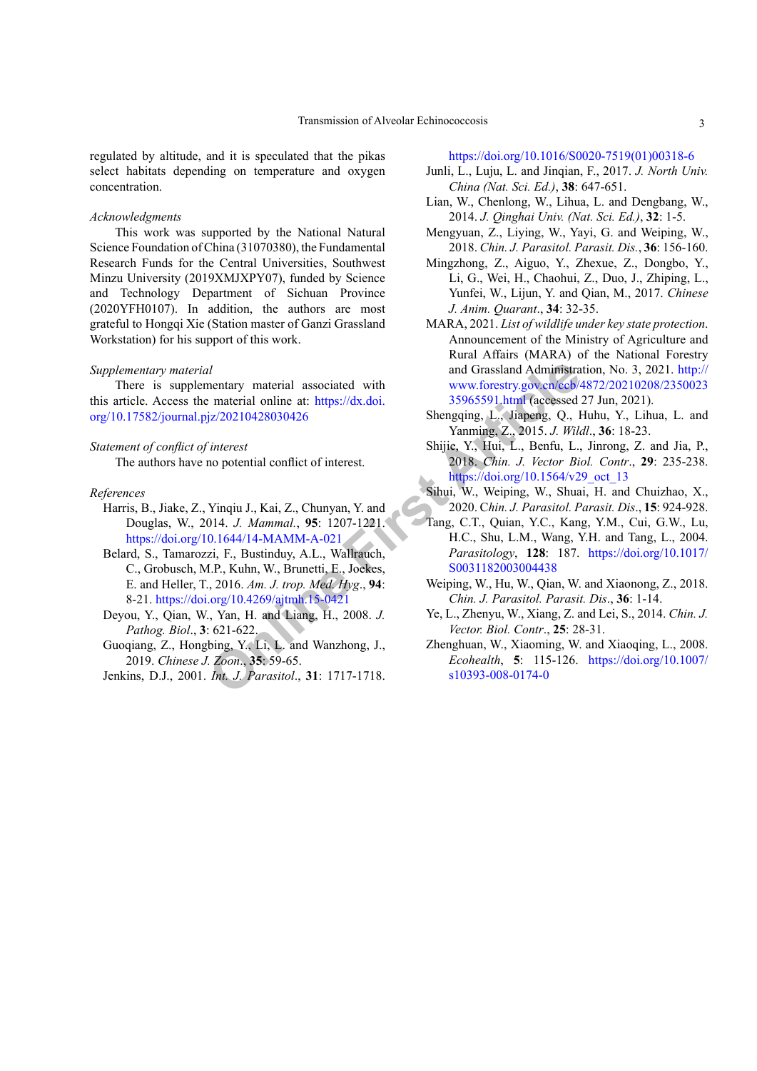regulated by altitude, and it is speculated that the pikas select habitats depending on temperature and oxygen concentration.

*Acknowledgments*

This work was supported by the National Natural Science Foundation of China (31070380), the Fundamental Research Funds for the Central Universities, Southwest Minzu University (2019XMJXPY07), funded by Science and Technology Department of Sichuan Province (2020YFH0107). In addition, the authors are most grateful to Hongqi Xie (Station master of Ganzi Grassland Workstation) for his support of this work.

*Supplementary material*

There is supplementary material associated with this article. Access the material online at: https://dx.doi.org/10.17582/journal.pjz/20210428030426

*Statement of conflict of interest*

The authors have no potential conflict of interest.

*References*

Harris, B., Jiake, Z., Yinqiu J., Kai, Z., Chunyan, Y. and Douglas, W., 2014. *J. Mammal.*, **95**: 1207-1221. https://doi.org/10.1644/14-MAMM-A-021

Belard, S., Tamarozzi, F., Bustinduy, A.L., Wallrauch, C., Grobusch, M.P., Kuhn, W., Brunetti, E., Joekes, E. and Heller, T., 2016. *Am. J. trop. Med. Hyg.*, **94**: 8-21. https://doi.org/10.4269/ajtmh.15-0421

Deyou, Y., Qian, W., Yan, H. and Liang, H., 2008. *J. Pathog. Biol.*, **3**: 621-622.

Guoqiang, Z., Hongbing, Y., Li, L. and Wanzhong, J., 2019. *Chinese J. Zoon.*, **35**: 59-65.

Jenkins, D.J., 2001. *Int. J. Parasitol.*, **31**: 1717-1718. https://doi.org/10.1016/S0020-7519(01)00318-6

Junli, L., Luju, L. and Jinqian, F., 2017. *J. North Univ. China (Nat. Sci. Ed.)*, **38**: 647-651.

Lian, W., Chenlong, W., Lihua, L. and Dengbang, W., 2014. *J. Qinghai Univ. (Nat. Sci. Ed.)*, **32**: 1-5.

Mengyuan, Z., Liying, W., Yayi, G. and Weiping, W., 2018. *Chin. J. Parasitol. Parasit. Dis.*, **36**: 156-160.

Mingzhong, Z., Aiguo, Y., Zhexue, Z., Dongbo, Y., Li, G., Wei, H., Chaohui, Z., Duo, J., Zhiping, L., Yunfei, W., Lijun, Y. and Qian, M., 2017. *Chinese J. Anim. Quarant.*, **34**: 32-35.

MARA, 2021. *List of wildlife under key state protection*. Announcement of the Ministry of Agriculture and Rural Affairs (MARA) of the National Forestry and Grassland Administration, No. 3, 2021. http://www.forestry.gov.cn/ccb/4872/20210208/235002335965591.html (accessed 27 Jun, 2021).

Shengqing, L., Jiapeng, Q., Huhu, Y., Lihua, L. and Yanming, Z., 2015. *J. Wildl.*, **36**: 18-23.

Shijie, Y., Hui, L., Benfu, L., Jinrong, Z. and Jia, P., 2018. *Chin. J. Vector Biol. Contr.*, **29**: 235-238. https://doi.org/10.1564/v29_oct_13

Sihui, W., Weiping, W., Shuai, H. and Chuizhao, X., 2020. *Chin. J. Parasitol. Parasit. Dis.*, **15**: 924-928.

Tang, C.T., Quian, Y.C., Kang, Y.M., Cui, G.W., Lu, H.C., Shu, L.M., Wang, Y.H. and Tang, L., 2004. *Parasitology*, **128**: 187. https://doi.org/10.1017/S0031182003004438

Weiping, W., Hu, W., Qian, W. and Xiaonong, Z., 2018. *Chin. J. Parasitol. Parasit. Dis.*, **36**: 1-14.

Ye, L., Zhenyu, W., Xiang, Z. and Lei, S., 2014. *Chin. J. Vector. Biol. Contr.*, **25**: 28-31.

Zhenghuan, W., Xiaoming, W. and Xiaoqing, L., 2008. *Ecohealth*, **5**: 115-126. https://doi.org/10.1007/s10393-008-0174-0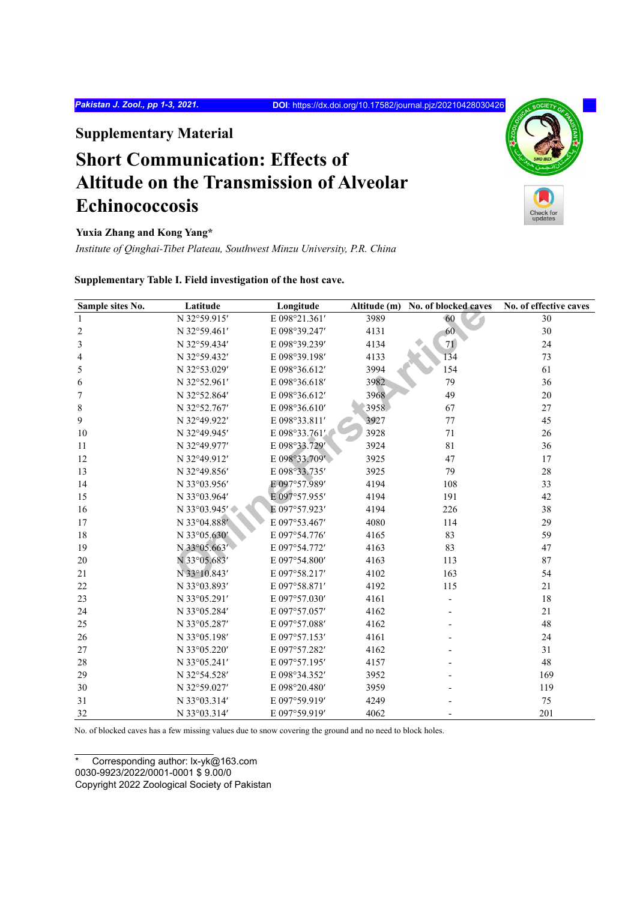## Supplementary Material

# Short Communication: Effects of Altitude on the Transmission of Alveolar Echinococcosis

**Yuxia Zhang and Kong Yang***

*Institute of Qinghai-Tibet Plateau, Southwest Minzu University, P.R. China*

**Supplementary Table I. Field investigation of the host cave.**

| Sample sites No. | Latitude | Longitude | Altitude (m) | No. of blocked caves | No. of effective caves |
|---|---|---|---|---|---|
| 1 | N 32°59.915′ | E 098°21.361′ | 3989 | 60 | 30 |
| 2 | N 32°59.461′ | E 098°39.247′ | 4131 | 60 | 30 |
| 3 | N 32°59.434′ | E 098°39.239′ | 4134 | 71 | 24 |
| 4 | N 32°59.432′ | E 098°39.198′ | 4133 | 134 | 73 |
| 5 | N 32°53.029′ | E 098°36.612′ | 3994 | 154 | 61 |
| 6 | N 32°52.961′ | E 098°36.618′ | 3982 | 79 | 36 |
| 7 | N 32°52.864′ | E 098°36.612′ | 3968 | 49 | 20 |
| 8 | N 32°52.767′ | E 098°36.610′ | 3958 | 67 | 27 |
| 9 | N 32°49.922′ | E 098°33.811′ | 3927 | 77 | 45 |
| 10 | N 32°49.945′ | E 098°33.761′ | 3928 | 71 | 26 |
| 11 | N 32°49.977′ | E 098°33.729′ | 3924 | 81 | 36 |
| 12 | N 32°49.912′ | E 098°33.709′ | 3925 | 47 | 17 |
| 13 | N 32°49.856′ | E 098°33.735′ | 3925 | 79 | 28 |
| 14 | N 33°03.956′ | E 097°57.989′ | 4194 | 108 | 33 |
| 15 | N 33°03.964′ | E 097°57.955′ | 4194 | 191 | 42 |
| 16 | N 33°03.945′ | E 097°57.923′ | 4194 | 226 | 38 |
| 17 | N 33°04.888′ | E 097°53.467′ | 4080 | 114 | 29 |
| 18 | N 33°05.630′ | E 097°54.776′ | 4165 | 83 | 59 |
| 19 | N 33°05.663′ | E 097°54.772′ | 4163 | 83 | 47 |
| 20 | N 33°05.683′ | E 097°54.800′ | 4163 | 113 | 87 |
| 21 | N 33°10.843′ | E 097°58.217′ | 4102 | 163 | 54 |
| 22 | N 33°03.893′ | E 097°58.871′ | 4192 | 115 | 21 |
| 23 | N 33°05.291′ | E 097°57.030′ | 4161 | - | 18 |
| 24 | N 33°05.284′ | E 097°57.057′ | 4162 | - | 21 |
| 25 | N 33°05.287′ | E 097°57.088′ | 4162 | - | 48 |
| 26 | N 33°05.198′ | E 097°57.153′ | 4161 | - | 24 |
| 27 | N 33°05.220′ | E 097°57.282′ | 4162 | - | 31 |
| 28 | N 33°05.241′ | E 097°57.195′ | 4157 | - | 48 |
| 29 | N 32°54.528′ | E 098°34.352′ | 3952 | - | 169 |
| 30 | N 32°59.027′ | E 098°20.480′ | 3959 | - | 119 |
| 31 | N 33°03.314′ | E 097°59.919′ | 4249 | - | 75 |
| 32 | N 33°03.314′ | E 097°59.919′ | 4062 | - | 201 |

No. of blocked caves has a few missing values due to snow covering the ground and no need to block holes.

\* Corresponding author: lx-yk@163.com
0030-9923/2022/0001-0001 $ 9.00/0
Copyright 2022 Zoological Society of Pakistan